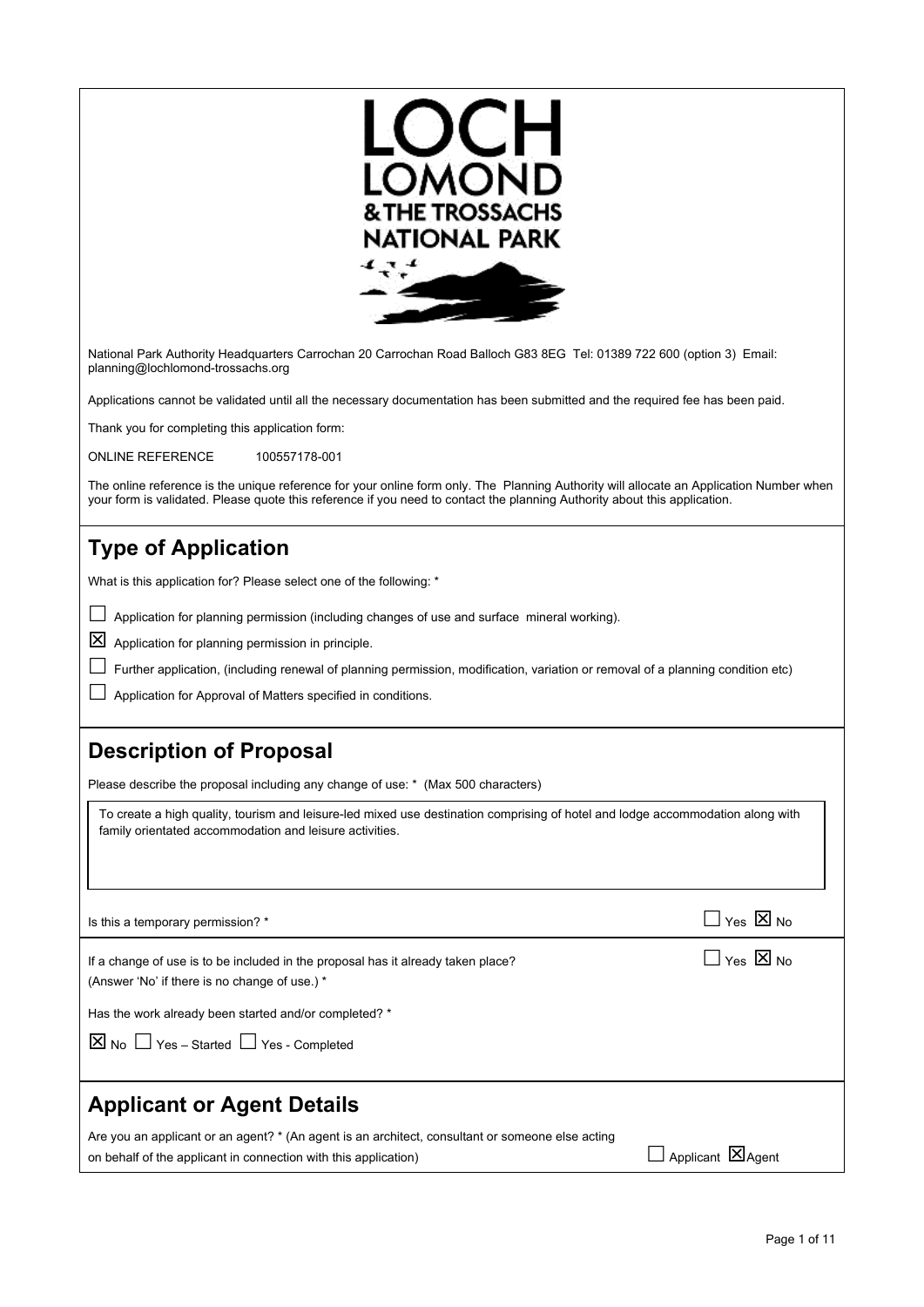LOCH LOMOND & THE TROSSACHS NATIONAL PARK

National Park Authority Headquarters Carrochan 20 Carrochan Road Balloch G83 8EG Tel: 01389 722 600 (option 3) Email: planning@lochlomond-trossachs.org

Applications cannot be validated until all the necessary documentation has been submitted and the required fee has been paid.

Thank you for completing this application form:

ONLINE REFERENCE 100557178-001

The online reference is the unique reference for your online form only. The Planning Authority will allocate an Application Number when your form is validated. Please quote this reference if you need to contact the planning Authority about this application.

## Type of Application

What is this application for? Please select one of the following: *

- ☐ Application for planning permission (including changes of use and surface mineral working).
- ☒ Application for planning permission in principle.
- ☐ Further application, (including renewal of planning permission, modification, variation or removal of a planning condition etc)
- ☐ Application for Approval of Matters specified in conditions.

## Description of Proposal

Please describe the proposal including any change of use: * (Max 500 characters)

To create a high quality, tourism and leisure-led mixed use destination comprising of hotel and lodge accommodation along with family orientated accommodation and leisure activities.

Is this a temporary permission? * ☐ Yes ☒ No

If a change of use is to be included in the proposal has it already taken place? (Answer 'No' if there is no change of use.) * ☐ Yes ☒ No

Has the work already been started and/or completed? *

☒ No ☐ Yes – Started ☐ Yes - Completed

## Applicant or Agent Details

Are you an applicant or an agent? * (An agent is an architect, consultant or someone else acting on behalf of the applicant in connection with this application) ☐ Applicant ☒ Agent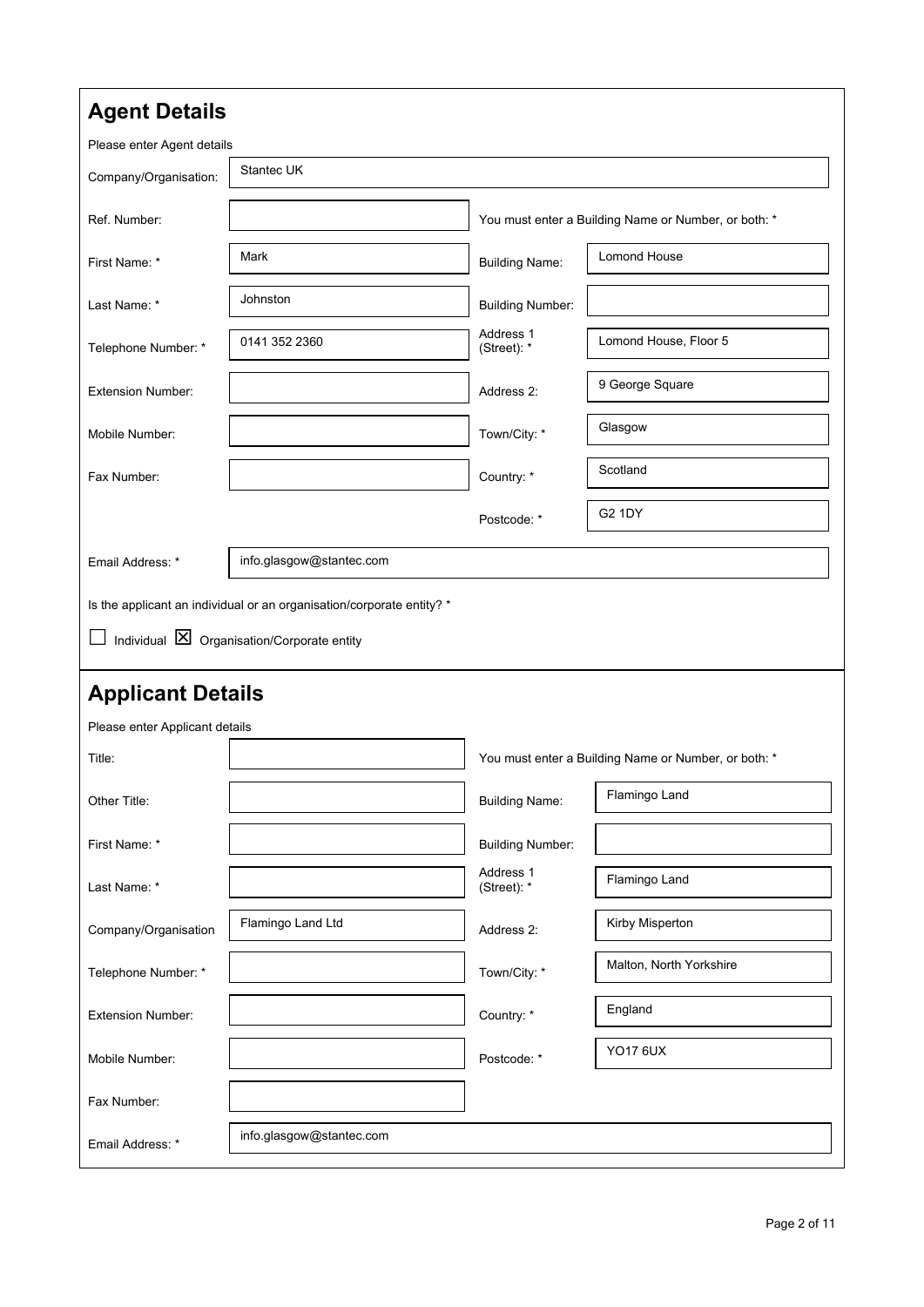## Agent Details

Please enter Agent details

| Field | Value | Field | Value |
|---|---|---|---|
| Company/Organisation: | Stantec UK | | |
| Ref. Number: | | You must enter a Building Name or Number, or both: * | |
| First Name: * | Mark | Building Name: | Lomond House |
| Last Name: * | Johnston | Building Number: | |
| Telephone Number: * | 0141 352 2360 | Address 1 (Street): * | Lomond House, Floor 5 |
| Extension Number: | | Address 2: | 9 George Square |
| Mobile Number: | | Town/City: * | Glasgow |
| Fax Number: | | Country: * | Scotland |
| | | Postcode: * | G2 1DY |
| Email Address: * | info.glasgow@stantec.com | | |

Is the applicant an individual or an organisation/corporate entity? *

☐ Individual ☒ Organisation/Corporate entity

## Applicant Details

Please enter Applicant details

| Field | Value | Field | Value |
|---|---|---|---|
| Title: | | You must enter a Building Name or Number, or both: * | |
| Other Title: | | Building Name: | Flamingo Land |
| First Name: * | | Building Number: | |
| Last Name: * | | Address 1 (Street): * | Flamingo Land |
| Company/Organisation | Flamingo Land Ltd | Address 2: | Kirby Misperton |
| Telephone Number: * | | Town/City: * | Malton, North Yorkshire |
| Extension Number: | | Country: * | England |
| Mobile Number: | | Postcode: * | YO17 6UX |
| Fax Number: | | | |
| Email Address: * | info.glasgow@stantec.com | | |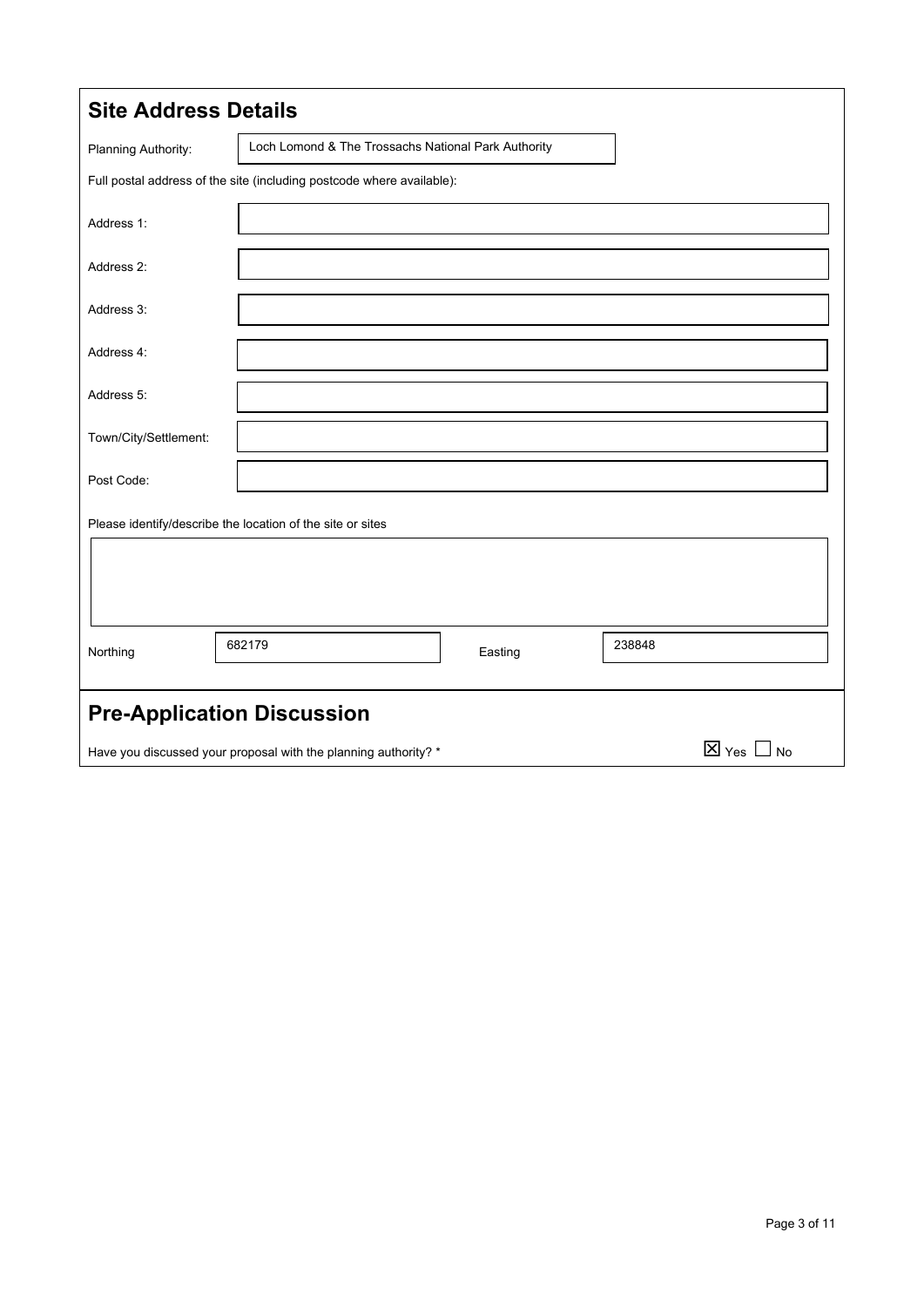## Site Address Details

| | |
|---|---|
| Planning Authority: | Loch Lomond & The Trossachs National Park Authority |

Full postal address of the site (including postcode where available):

| | |
|---|---|
| Address 1: | |
| Address 2: | |
| Address 3: | |
| Address 4: | |
| Address 5: | |
| Town/City/Settlement: | |
| Post Code: | |

Please identify/describe the location of the site or sites

| Northing | 682179 | Easting | 238848 |
|---|---|---|---|

## Pre-Application Discussion

Have you discussed your proposal with the planning authority? * ☒ Yes ☐ No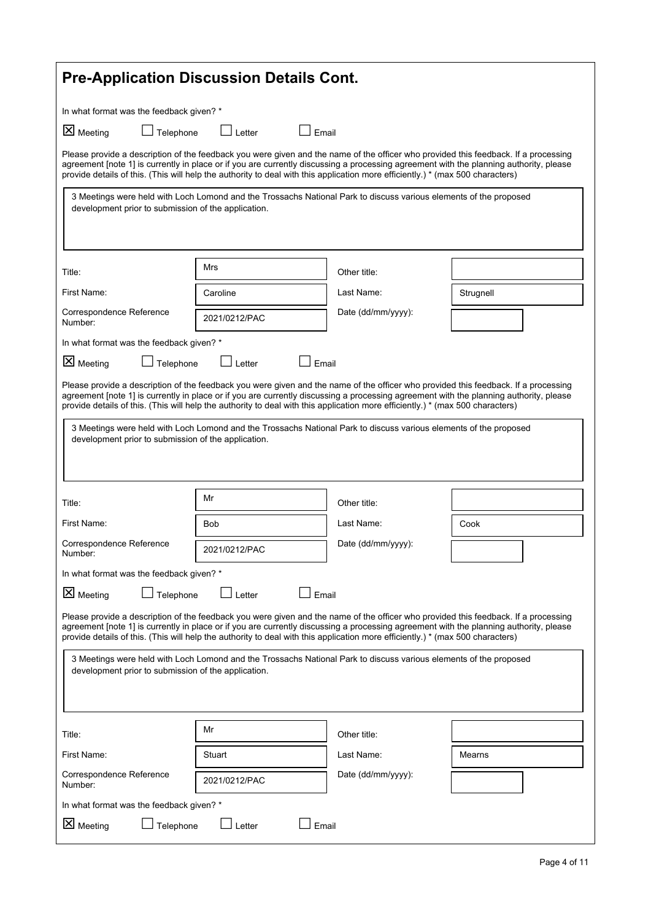## Pre-Application Discussion Details Cont.

In what format was the feedback given? *

☒ Meeting ☐ Telephone ☐ Letter ☐ Email

Please provide a description of the feedback you were given and the name of the officer who provided this feedback. If a processing agreement [note 1] is currently in place or if you are currently discussing a processing agreement with the planning authority, please provide details of this. (This will help the authority to deal with this application more efficiently.) * (max 500 characters)

3 Meetings were held with Loch Lomond and the Trossachs National Park to discuss various elements of the proposed development prior to submission of the application.

| | | | |
|---|---|---|---|
| Title: | Mrs | Other title: | |
| First Name: | Caroline | Last Name: | Strugnell |
| Correspondence Reference Number: | 2021/0212/PAC | Date (dd/mm/yyyy): | |

In what format was the feedback given? *

☒ Meeting ☐ Telephone ☐ Letter ☐ Email

Please provide a description of the feedback you were given and the name of the officer who provided this feedback. If a processing agreement [note 1] is currently in place or if you are currently discussing a processing agreement with the planning authority, please provide details of this. (This will help the authority to deal with this application more efficiently.) * (max 500 characters)

3 Meetings were held with Loch Lomond and the Trossachs National Park to discuss various elements of the proposed development prior to submission of the application.

| | | | |
|---|---|---|---|
| Title: | Mr | Other title: | |
| First Name: | Bob | Last Name: | Cook |
| Correspondence Reference Number: | 2021/0212/PAC | Date (dd/mm/yyyy): | |

In what format was the feedback given? *

☒ Meeting ☐ Telephone ☐ Letter ☐ Email

Please provide a description of the feedback you were given and the name of the officer who provided this feedback. If a processing agreement [note 1] is currently in place or if you are currently discussing a processing agreement with the planning authority, please provide details of this. (This will help the authority to deal with this application more efficiently.) * (max 500 characters)

3 Meetings were held with Loch Lomond and the Trossachs National Park to discuss various elements of the proposed development prior to submission of the application.

| | | | |
|---|---|---|---|
| Title: | Mr | Other title: | |
| First Name: | Stuart | Last Name: | Mearns |
| Correspondence Reference Number: | 2021/0212/PAC | Date (dd/mm/yyyy): | |

In what format was the feedback given? *

☒ Meeting ☐ Telephone ☐ Letter ☐ Email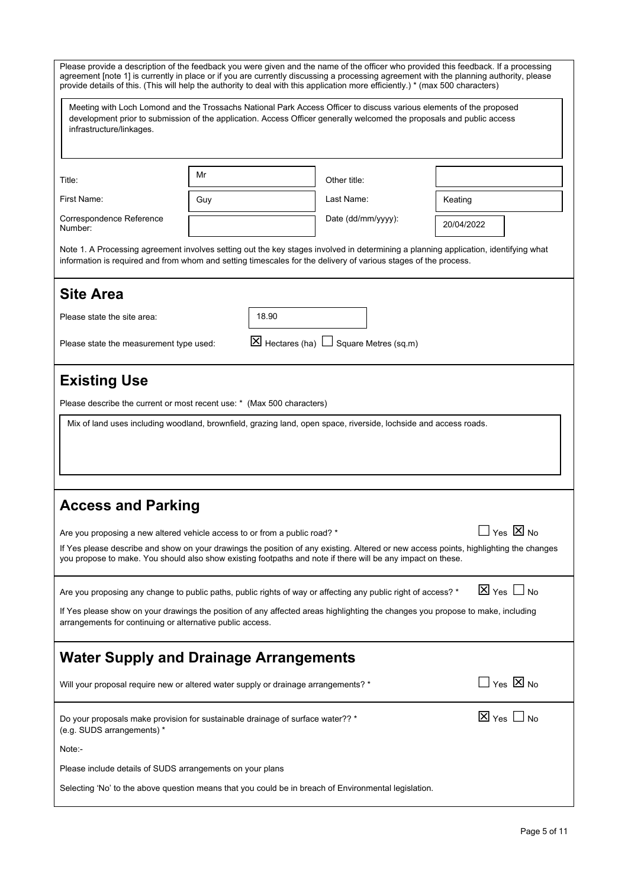Please provide a description of the feedback you were given and the name of the officer who provided this feedback. If a processing agreement [note 1] is currently in place or if you are currently discussing a processing agreement with the planning authority, please provide details of this. (This will help the authority to deal with this application more efficiently.) * (max 500 characters)

Meeting with Loch Lomond and the Trossachs National Park Access Officer to discuss various elements of the proposed development prior to submission of the application. Access Officer generally welcomed the proposals and public access infrastructure/linkages.

| | | | |
|---|---|---|---|
| Title: | Mr | Other title: | |
| First Name: | Guy | Last Name: | Keating |
| Correspondence Reference Number: | | Date (dd/mm/yyyy): | 20/04/2022 |

Note 1. A Processing agreement involves setting out the key stages involved in determining a planning application, identifying what information is required and from whom and setting timescales for the delivery of various stages of the process.

## Site Area

Please state the site area: 18.90

Please state the measurement type used: ☒ Hectares (ha) ☐ Square Metres (sq.m)

## Existing Use

Please describe the current or most recent use: * (Max 500 characters)

Mix of land uses including woodland, brownfield, grazing land, open space, riverside, lochside and access roads.

## Access and Parking

Are you proposing a new altered vehicle access to or from a public road? * ☐ Yes ☒ No

If Yes please describe and show on your drawings the position of any existing. Altered or new access points, highlighting the changes you propose to make. You should also show existing footpaths and note if there will be any impact on these.

Are you proposing any change to public paths, public rights of way or affecting any public right of access? * ☒ Yes ☐ No

If Yes please show on your drawings the position of any affected areas highlighting the changes you propose to make, including arrangements for continuing or alternative public access.

## Water Supply and Drainage Arrangements

Will your proposal require new or altered water supply or drainage arrangements? * ☐ Yes ☒ No

Do your proposals make provision for sustainable drainage of surface water?? * (e.g. SUDS arrangements) * ☒ Yes ☐ No

Note:-

Please include details of SUDS arrangements on your plans

Selecting 'No' to the above question means that you could be in breach of Environmental legislation.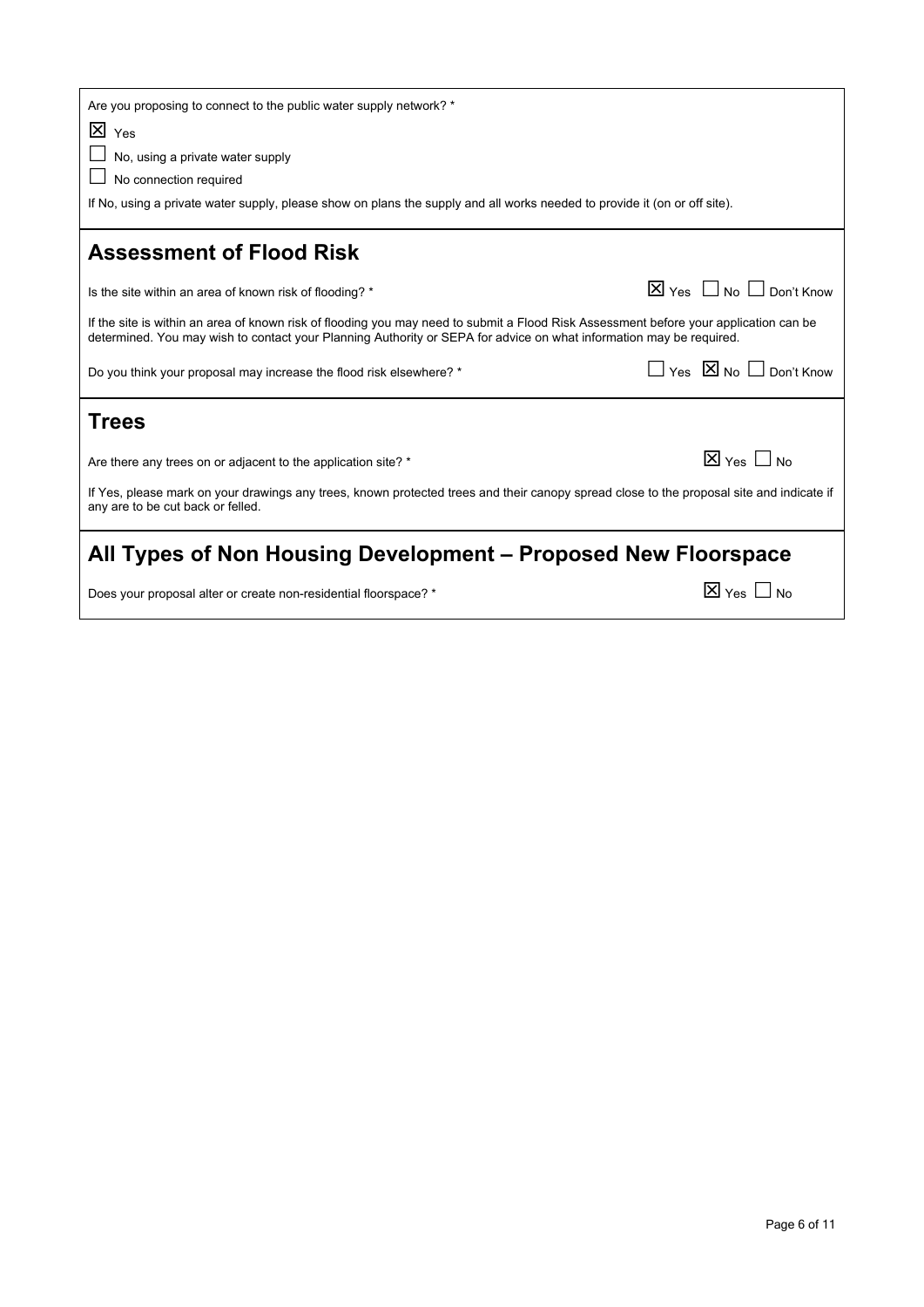Are you proposing to connect to the public water supply network? *

☒ Yes

☐ No, using a private water supply

☐ No connection required

If No, using a private water supply, please show on plans the supply and all works needed to provide it (on or off site).

## Assessment of Flood Risk

Is the site within an area of known risk of flooding? * ☒ Yes ☐ No ☐ Don't Know

If the site is within an area of known risk of flooding you may need to submit a Flood Risk Assessment before your application can be determined. You may wish to contact your Planning Authority or SEPA for advice on what information may be required.

Do you think your proposal may increase the flood risk elsewhere? * ☐ Yes ☒ No ☐ Don't Know

## Trees

Are there any trees on or adjacent to the application site? * ☒ Yes ☐ No

If Yes, please mark on your drawings any trees, known protected trees and their canopy spread close to the proposal site and indicate if any are to be cut back or felled.

## All Types of Non Housing Development – Proposed New Floorspace

Does your proposal alter or create non-residential floorspace? * ☒ Yes ☐ No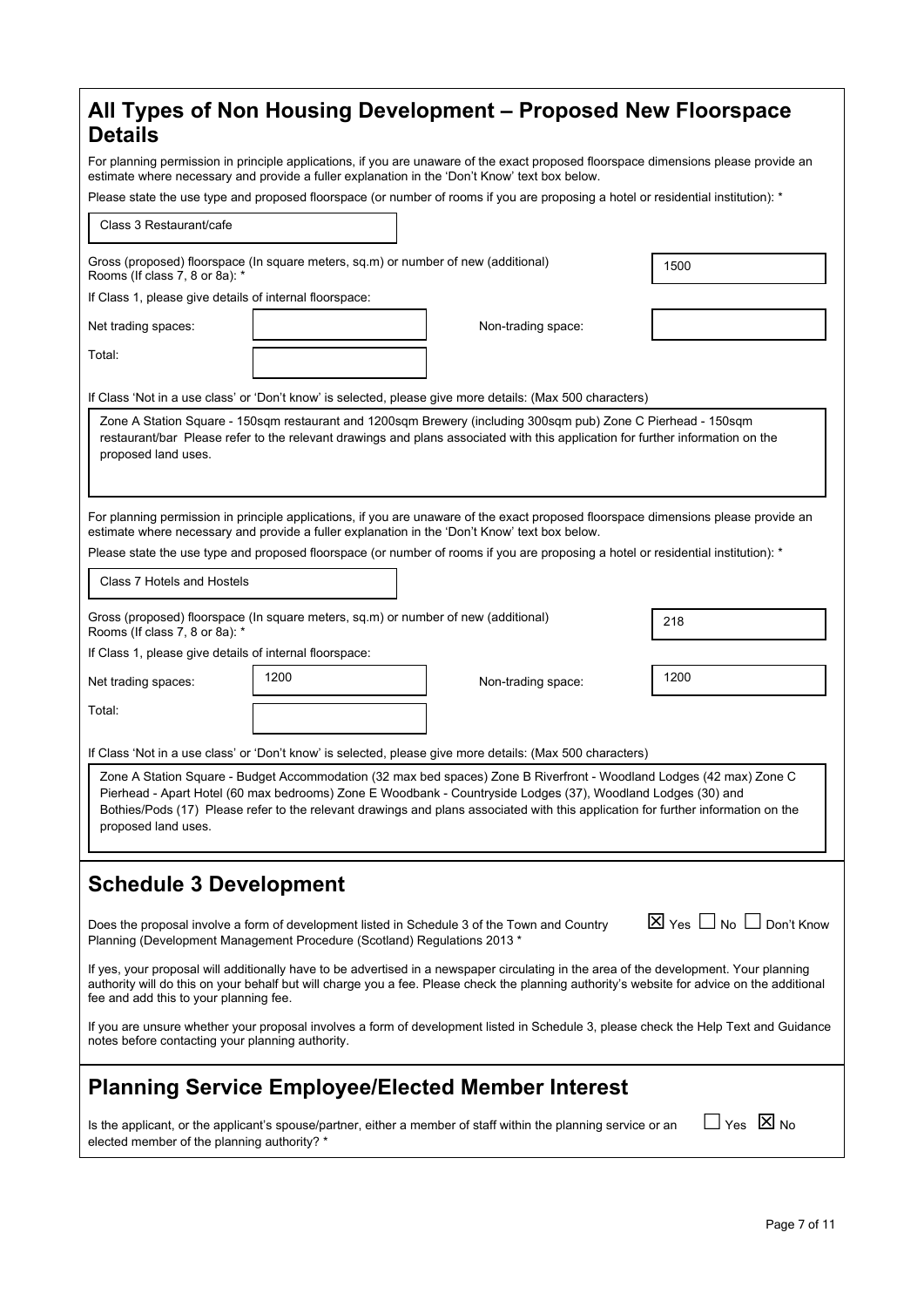## All Types of Non Housing Development – Proposed New Floorspace Details

For planning permission in principle applications, if you are unaware of the exact proposed floorspace dimensions please provide an estimate where necessary and provide a fuller explanation in the 'Don't Know' text box below.

Please state the use type and proposed floorspace (or number of rooms if you are proposing a hotel or residential institution): *

Class 3 Restaurant/cafe

Gross (proposed) floorspace (In square meters, sq.m) or number of new (additional) Rooms (If class 7, 8 or 8a): * 1500

If Class 1, please give details of internal floorspace:

Net trading spaces:

Non-trading space:

Total:

If Class 'Not in a use class' or 'Don't know' is selected, please give more details: (Max 500 characters)

Zone A Station Square - 150sqm restaurant and 1200sqm Brewery (including 300sqm pub) Zone C Pierhead - 150sqm restaurant/bar Please refer to the relevant drawings and plans associated with this application for further information on the proposed land uses.

For planning permission in principle applications, if you are unaware of the exact proposed floorspace dimensions please provide an estimate where necessary and provide a fuller explanation in the 'Don't Know' text box below.

Please state the use type and proposed floorspace (or number of rooms if you are proposing a hotel or residential institution): *

Class 7 Hotels and Hostels

Gross (proposed) floorspace (In square meters, sq.m) or number of new (additional) Rooms (If class 7, 8 or 8a): * 218

If Class 1, please give details of internal floorspace:

Net trading spaces: 1200

Non-trading space: 1200

Total:

If Class 'Not in a use class' or 'Don't know' is selected, please give more details: (Max 500 characters)

Zone A Station Square - Budget Accommodation (32 max bed spaces) Zone B Riverfront - Woodland Lodges (42 max) Zone C Pierhead - Apart Hotel (60 max bedrooms) Zone E Woodbank - Countryside Lodges (37), Woodland Lodges (30) and Bothies/Pods (17) Please refer to the relevant drawings and plans associated with this application for further information on the proposed land uses.

## Schedule 3 Development

Does the proposal involve a form of development listed in Schedule 3 of the Town and Country Planning (Development Management Procedure (Scotland) Regulations 2013 * ☒ Yes ☐ No ☐ Don't Know

If yes, your proposal will additionally have to be advertised in a newspaper circulating in the area of the development. Your planning authority will do this on your behalf but will charge you a fee. Please check the planning authority's website for advice on the additional fee and add this to your planning fee.

If you are unsure whether your proposal involves a form of development listed in Schedule 3, please check the Help Text and Guidance notes before contacting your planning authority.

## Planning Service Employee/Elected Member Interest

Is the applicant, or the applicant's spouse/partner, either a member of staff within the planning service or an elected member of the planning authority? * ☐ Yes ☒ No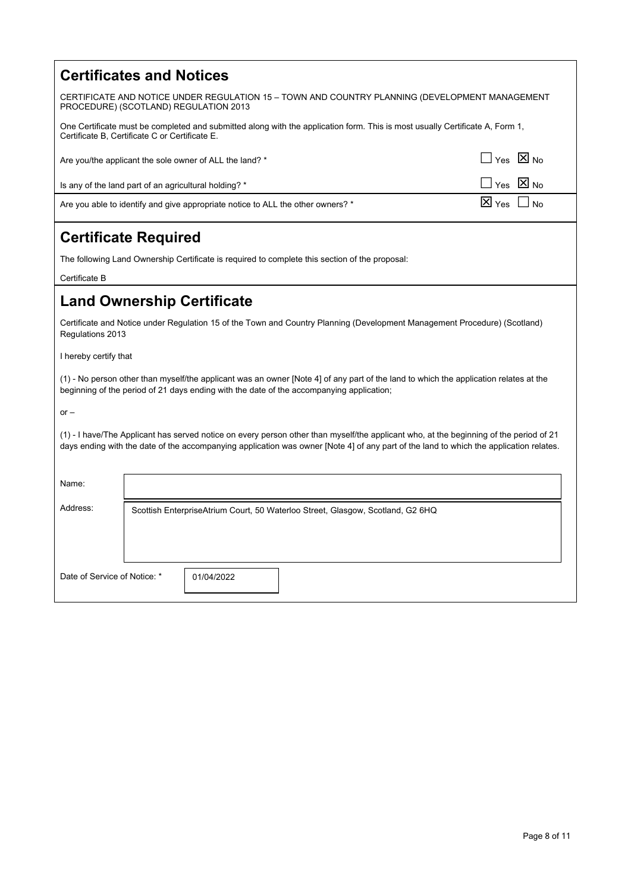## Certificates and Notices

CERTIFICATE AND NOTICE UNDER REGULATION 15 – TOWN AND COUNTRY PLANNING (DEVELOPMENT MANAGEMENT PROCEDURE) (SCOTLAND) REGULATION 2013

One Certificate must be completed and submitted along with the application form. This is most usually Certificate A, Form 1, Certificate B, Certificate C or Certificate E.

| | |
|---|---|
| Are you/the applicant the sole owner of ALL the land? * | ☐ Yes ☒ No |
| Is any of the land part of an agricultural holding? * | ☐ Yes ☒ No |
| Are you able to identify and give appropriate notice to ALL the other owners? * | ☒ Yes ☐ No |

## Certificate Required

The following Land Ownership Certificate is required to complete this section of the proposal:

Certificate B

## Land Ownership Certificate

Certificate and Notice under Regulation 15 of the Town and Country Planning (Development Management Procedure) (Scotland) Regulations 2013

I hereby certify that

(1) - No person other than myself/the applicant was an owner [Note 4] of any part of the land to which the application relates at the beginning of the period of 21 days ending with the date of the accompanying application;

or –

(1) - I have/The Applicant has served notice on every person other than myself/the applicant who, at the beginning of the period of 21 days ending with the date of the accompanying application was owner [Note 4] of any part of the land to which the application relates.

| | |
|---|---|
| Name: | |
| Address: | Scottish EnterpriseAtrium Court, 50 Waterloo Street, Glasgow, Scotland, G2 6HQ |
| Date of Service of Notice: * | 01/04/2022 |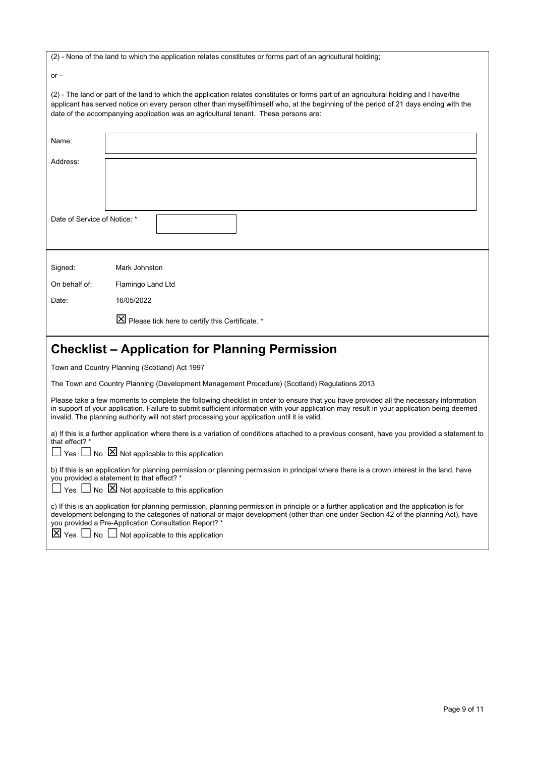(2) - None of the land to which the application relates constitutes or forms part of an agricultural holding;

or –

(2) - The land or part of the land to which the application relates constitutes or forms part of an agricultural holding and I have/the applicant has served notice on every person other than myself/himself who, at the beginning of the period of 21 days ending with the date of the accompanying application was an agricultural tenant. These persons are:

Name:

Address:

Date of Service of Notice: *

Signed: Mark Johnston

On behalf of: Flamingo Land Ltd

Date: 16/05/2022

☒ Please tick here to certify this Certificate. *

# Checklist – Application for Planning Permission

Town and Country Planning (Scotland) Act 1997

The Town and Country Planning (Development Management Procedure) (Scotland) Regulations 2013

Please take a few moments to complete the following checklist in order to ensure that you have provided all the necessary information in support of your application. Failure to submit sufficient information with your application may result in your application being deemed invalid. The planning authority will not start processing your application until it is valid.

a) If this is a further application where there is a variation of conditions attached to a previous consent, have you provided a statement to that effect? *

☐ Yes ☐ No ☒ Not applicable to this application

b) If this is an application for planning permission or planning permission in principal where there is a crown interest in the land, have you provided a statement to that effect? *

☐ Yes ☐ No ☒ Not applicable to this application

c) If this is an application for planning permission, planning permission in principle or a further application and the application is for development belonging to the categories of national or major development (other than one under Section 42 of the planning Act), have you provided a Pre-Application Consultation Report? *

☒ Yes ☐ No ☐ Not applicable to this application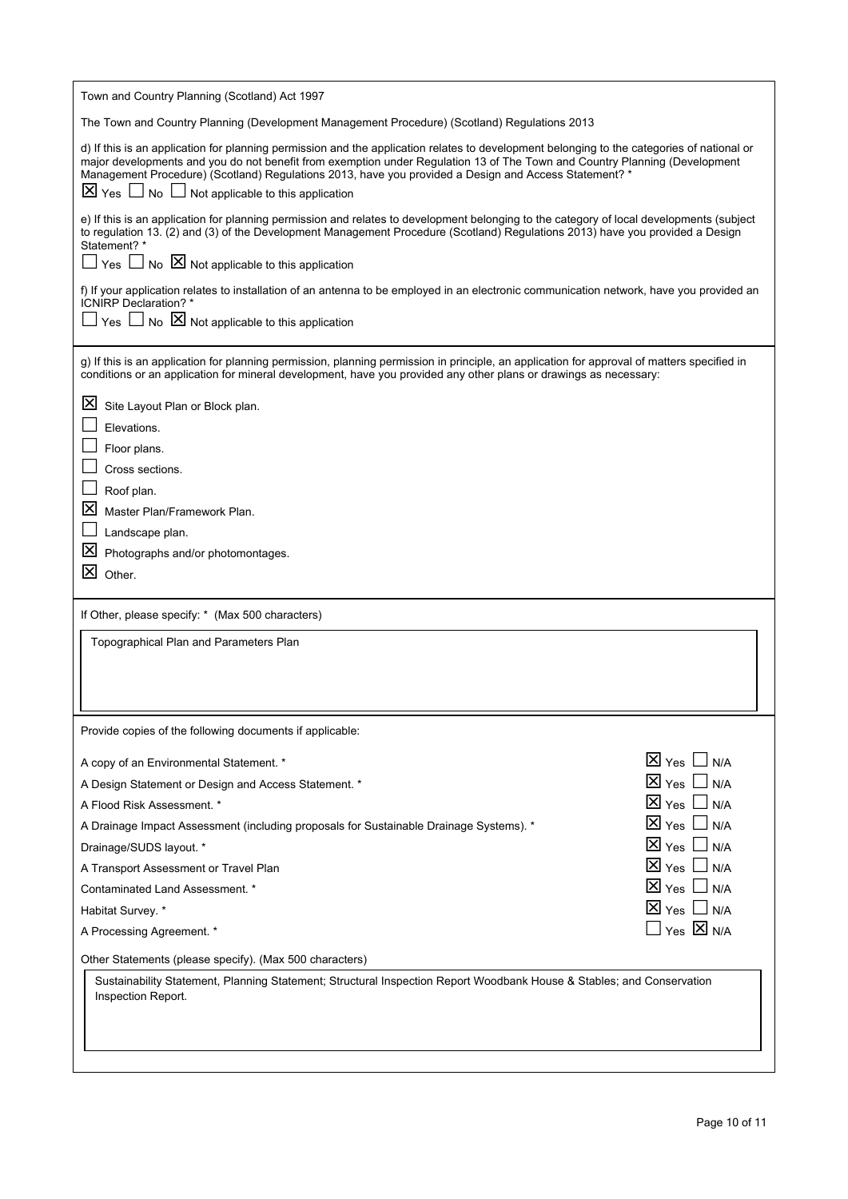Town and Country Planning (Scotland) Act 1997

The Town and Country Planning (Development Management Procedure) (Scotland) Regulations 2013

d) If this is an application for planning permission and the application relates to development belonging to the categories of national or major developments and you do not benefit from exemption under Regulation 13 of The Town and Country Planning (Development Management Procedure) (Scotland) Regulations 2013, have you provided a Design and Access Statement? *

☒ Yes ☐ No ☐ Not applicable to this application

e) If this is an application for planning permission and relates to development belonging to the category of local developments (subject to regulation 13. (2) and (3) of the Development Management Procedure (Scotland) Regulations 2013) have you provided a Design Statement? *

☐ Yes ☐ No ☒ Not applicable to this application

f) If your application relates to installation of an antenna to be employed in an electronic communication network, have you provided an ICNIRP Declaration? *

☐ Yes ☐ No ☒ Not applicable to this application

g) If this is an application for planning permission, planning permission in principle, an application for approval of matters specified in conditions or an application for mineral development, have you provided any other plans or drawings as necessary:

- ☒ Site Layout Plan or Block plan.
- ☐ Elevations.
- ☐ Floor plans.
- ☐ Cross sections.
- ☐ Roof plan.
- ☒ Master Plan/Framework Plan.
- ☐ Landscape plan.
- ☒ Photographs and/or photomontages.
- ☒ Other.

If Other, please specify: * (Max 500 characters)

Topographical Plan and Parameters Plan

Provide copies of the following documents if applicable:

| Document | Response |
|---|---|
| A copy of an Environmental Statement. * | ☒ Yes ☐ N/A |
| A Design Statement or Design and Access Statement. * | ☒ Yes ☐ N/A |
| A Flood Risk Assessment. * | ☒ Yes ☐ N/A |
| A Drainage Impact Assessment (including proposals for Sustainable Drainage Systems). * | ☒ Yes ☐ N/A |
| Drainage/SUDS layout. * | ☒ Yes ☐ N/A |
| A Transport Assessment or Travel Plan | ☒ Yes ☐ N/A |
| Contaminated Land Assessment. * | ☒ Yes ☐ N/A |
| Habitat Survey. * | ☒ Yes ☐ N/A |
| A Processing Agreement. * | ☐ Yes ☒ N/A |

Other Statements (please specify). (Max 500 characters)

Sustainability Statement, Planning Statement; Structural Inspection Report Woodbank House & Stables; and Conservation Inspection Report.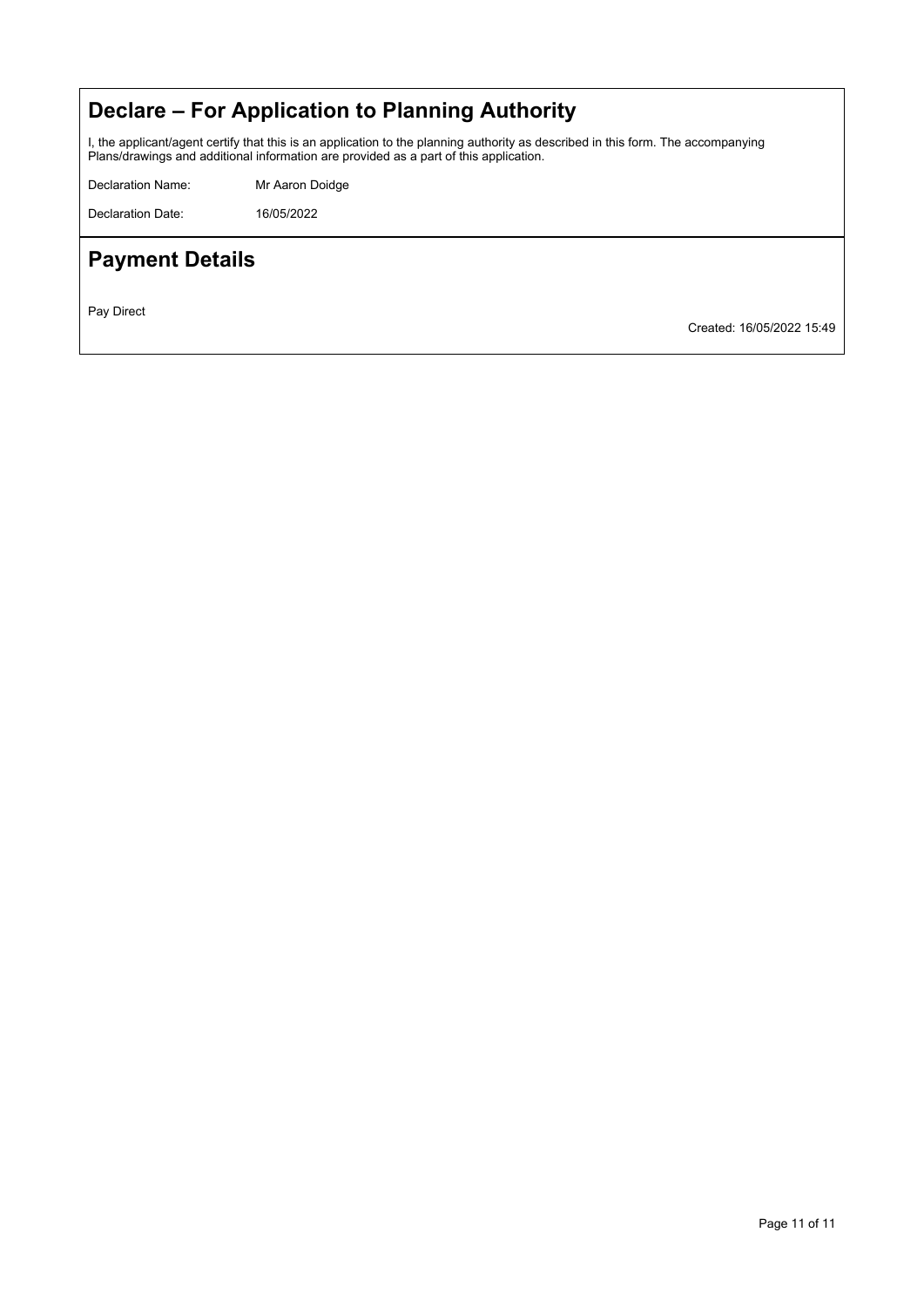## Declare – For Application to Planning Authority

I, the applicant/agent certify that this is an application to the planning authority as described in this form. The accompanying Plans/drawings and additional information are provided as a part of this application.

| | |
|---|---|
| Declaration Name: | Mr Aaron Doidge |
| Declaration Date: | 16/05/2022 |

## Payment Details

Pay Direct

Created: 16/05/2022 15:49